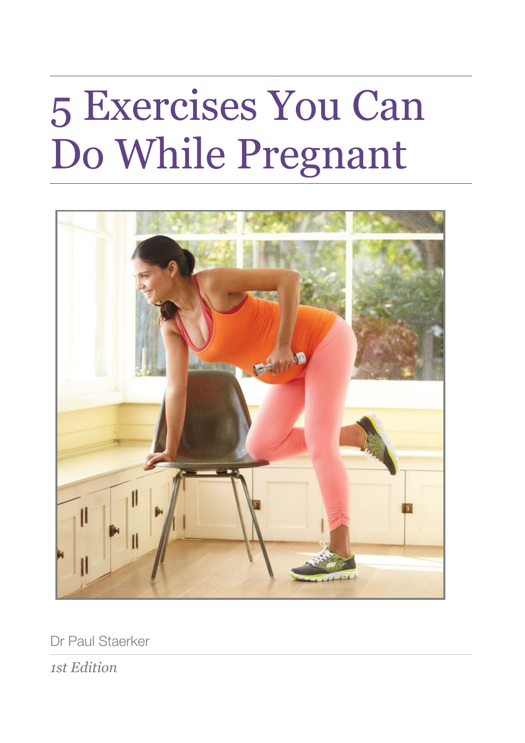# 5 Exercises You Can Do While Pregnant

Dr Paul Staerker

*1st Edition*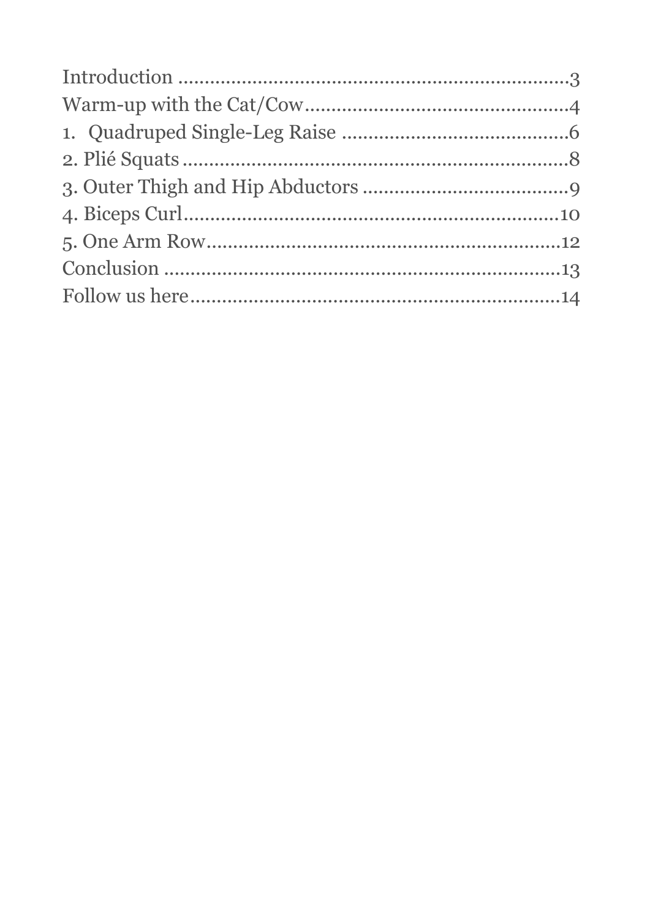Introduction ....................................................................3
Warm-up with the Cat/Cow....................................................4
1. Quadruped Single-Leg Raise ..........................................6
2. Plié Squats ......................................................................8
3. Outer Thigh and Hip Abductors ......................................9
4. Biceps Curl.....................................................................10
5. One Arm Row..................................................................12
Conclusion ......................................................................13
Follow us here....................................................................14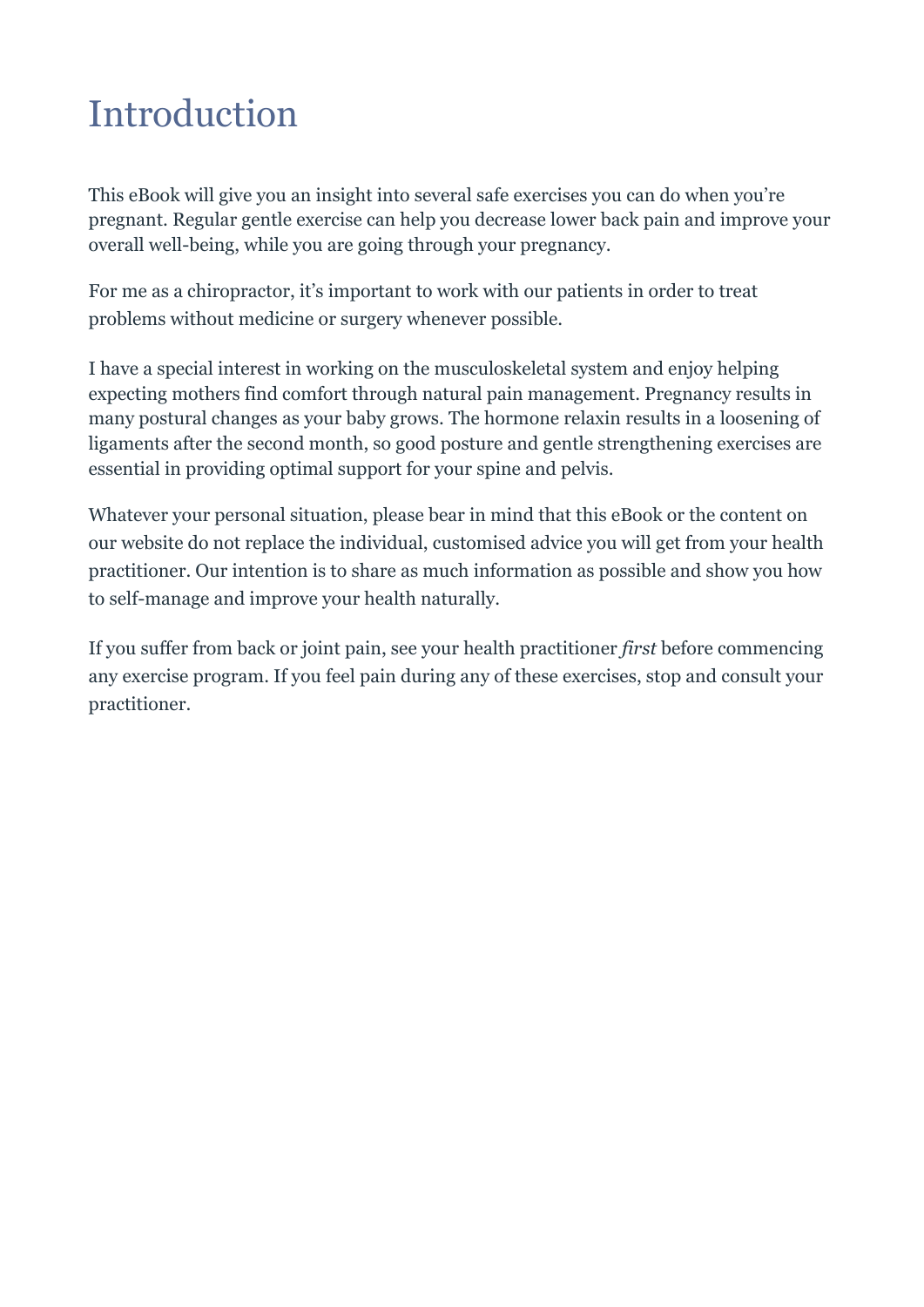# Introduction

This eBook will give you an insight into several safe exercises you can do when you're pregnant. Regular gentle exercise can help you decrease lower back pain and improve your overall well-being, while you are going through your pregnancy.

For me as a chiropractor, it's important to work with our patients in order to treat problems without medicine or surgery whenever possible.

I have a special interest in working on the musculoskeletal system and enjoy helping expecting mothers find comfort through natural pain management. Pregnancy results in many postural changes as your baby grows. The hormone relaxin results in a loosening of ligaments after the second month, so good posture and gentle strengthening exercises are essential in providing optimal support for your spine and pelvis.

Whatever your personal situation, please bear in mind that this eBook or the content on our website do not replace the individual, customised advice you will get from your health practitioner. Our intention is to share as much information as possible and show you how to self-manage and improve your health naturally.

If you suffer from back or joint pain, see your health practitioner *first* before commencing any exercise program. If you feel pain during any of these exercises, stop and consult your practitioner.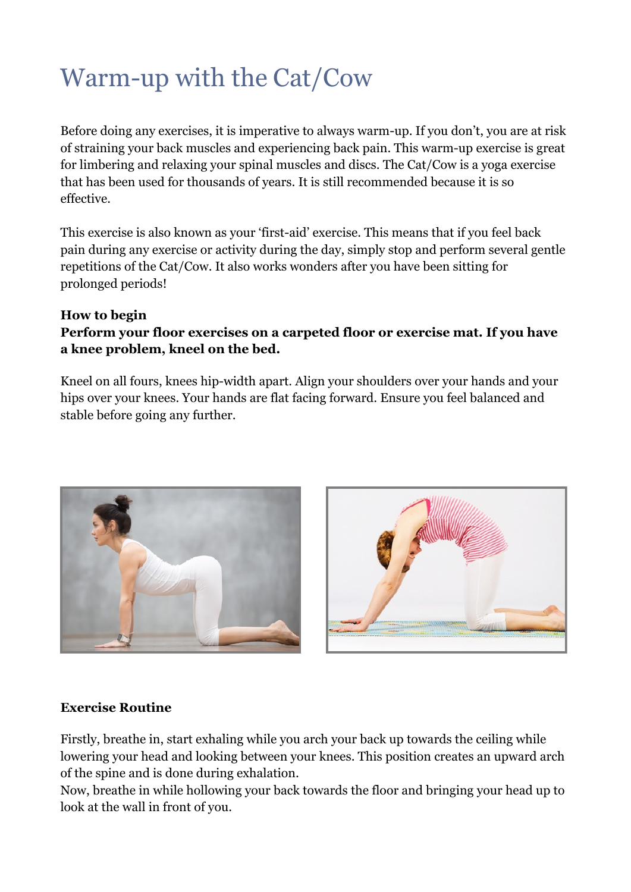# Warm-up with the Cat/Cow

Before doing any exercises, it is imperative to always warm-up. If you don't, you are at risk of straining your back muscles and experiencing back pain. This warm-up exercise is great for limbering and relaxing your spinal muscles and discs. The Cat/Cow is a yoga exercise that has been used for thousands of years. It is still recommended because it is so effective.

This exercise is also known as your 'first-aid' exercise. This means that if you feel back pain during any exercise or activity during the day, simply stop and perform several gentle repetitions of the Cat/Cow. It also works wonders after you have been sitting for prolonged periods!

**How to begin**
**Perform your floor exercises on a carpeted floor or exercise mat. If you have a knee problem, kneel on the bed.**

Kneel on all fours, knees hip-width apart. Align your shoulders over your hands and your hips over your knees. Your hands are flat facing forward. Ensure you feel balanced and stable before going any further.

**Exercise Routine**

Firstly, breathe in, start exhaling while you arch your back up towards the ceiling while lowering your head and looking between your knees. This position creates an upward arch of the spine and is done during exhalation.
Now, breathe in while hollowing your back towards the floor and bringing your head up to look at the wall in front of you.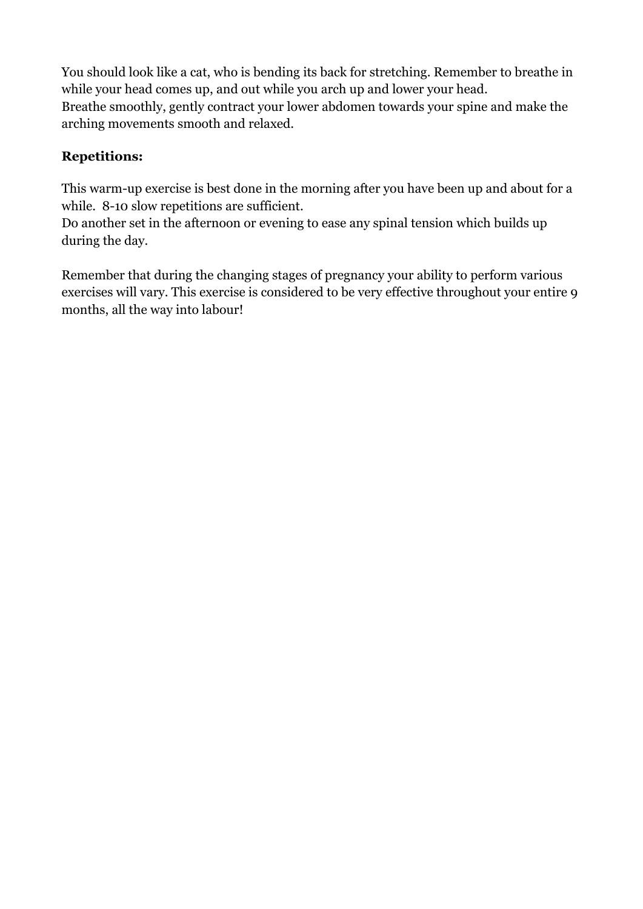You should look like a cat, who is bending its back for stretching. Remember to breathe in while your head comes up, and out while you arch up and lower your head.
Breathe smoothly, gently contract your lower abdomen towards your spine and make the arching movements smooth and relaxed.

**Repetitions:**

This warm-up exercise is best done in the morning after you have been up and about for a while. 8-10 slow repetitions are sufficient.
Do another set in the afternoon or evening to ease any spinal tension which builds up during the day.

Remember that during the changing stages of pregnancy your ability to perform various exercises will vary. This exercise is considered to be very effective throughout your entire 9 months, all the way into labour!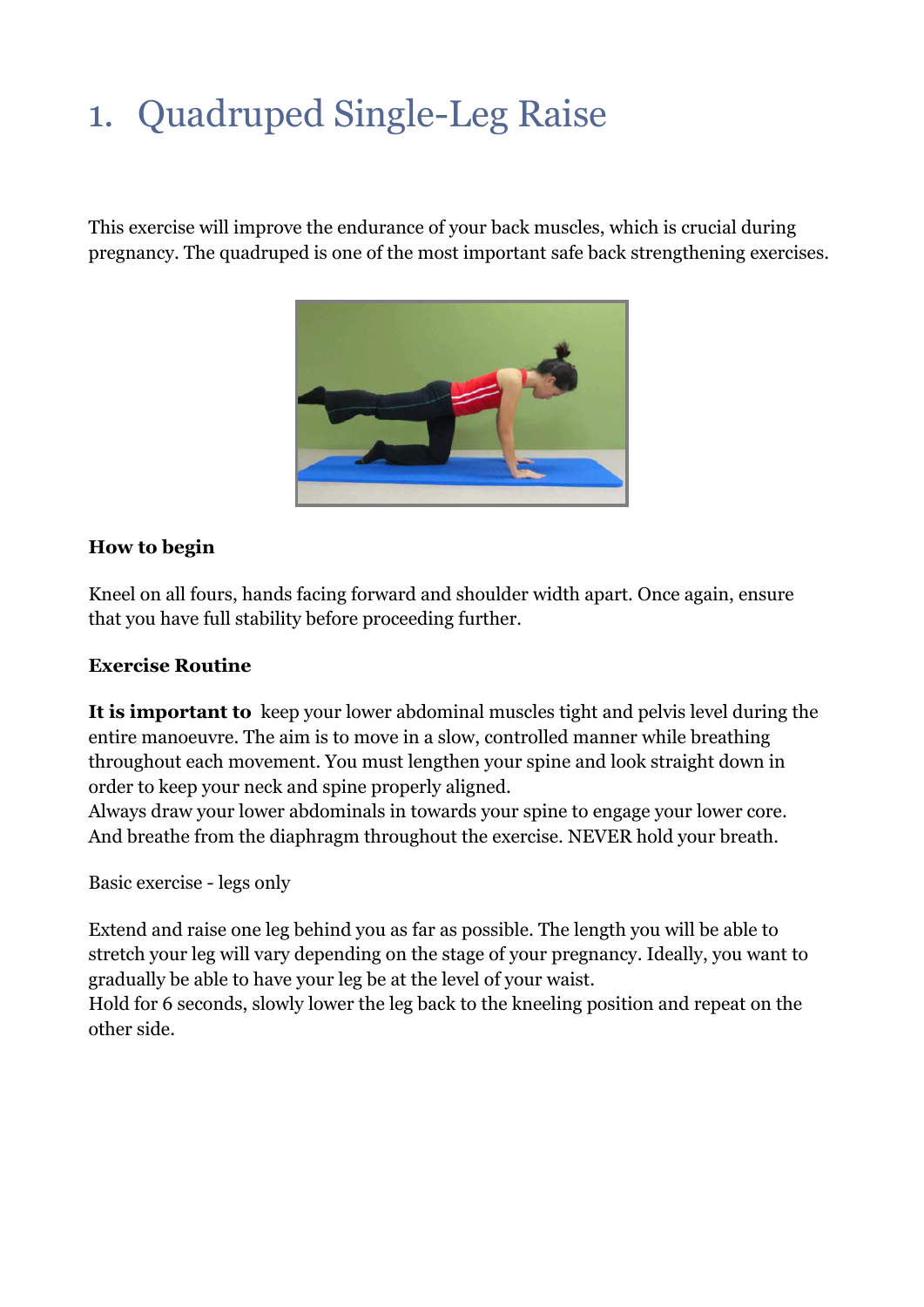# 1. Quadruped Single-Leg Raise

This exercise will improve the endurance of your back muscles, which is crucial during pregnancy. The quadruped is one of the most important safe back strengthening exercises.

**How to begin**

Kneel on all fours, hands facing forward and shoulder width apart. Once again, ensure that you have full stability before proceeding further.

**Exercise Routine**

**It is important to** keep your lower abdominal muscles tight and pelvis level during the entire manoeuvre. The aim is to move in a slow, controlled manner while breathing throughout each movement. You must lengthen your spine and look straight down in order to keep your neck and spine properly aligned.
Always draw your lower abdominals in towards your spine to engage your lower core. And breathe from the diaphragm throughout the exercise. NEVER hold your breath.

Basic exercise - legs only

Extend and raise one leg behind you as far as possible. The length you will be able to stretch your leg will vary depending on the stage of your pregnancy. Ideally, you want to gradually be able to have your leg be at the level of your waist.
Hold for 6 seconds, slowly lower the leg back to the kneeling position and repeat on the other side.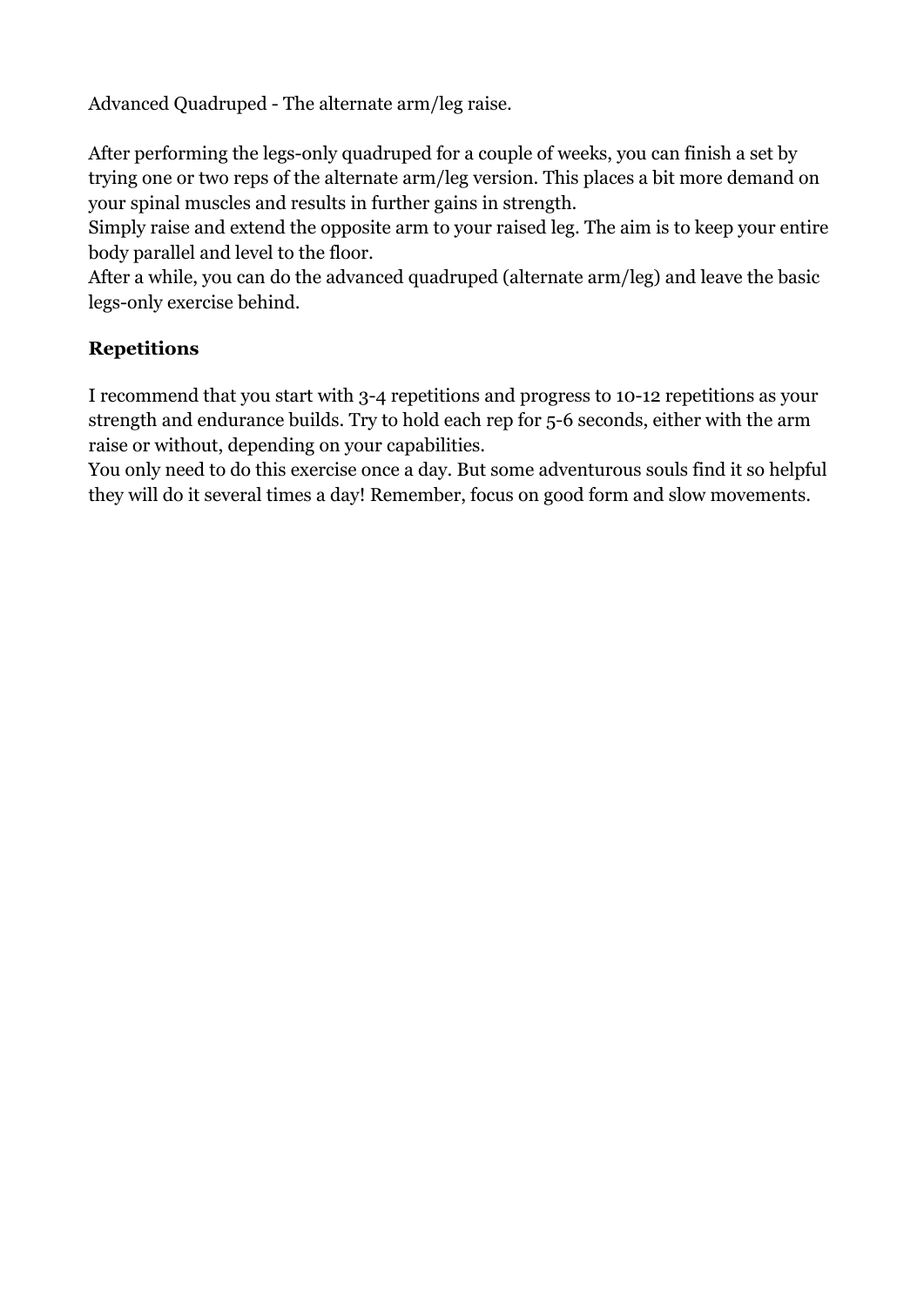Advanced Quadruped - The alternate arm/leg raise.

After performing the legs-only quadruped for a couple of weeks, you can finish a set by trying one or two reps of the alternate arm/leg version. This places a bit more demand on your spinal muscles and results in further gains in strength.
Simply raise and extend the opposite arm to your raised leg. The aim is to keep your entire body parallel and level to the floor.
After a while, you can do the advanced quadruped (alternate arm/leg) and leave the basic legs-only exercise behind.

**Repetitions**

I recommend that you start with 3-4 repetitions and progress to 10-12 repetitions as your strength and endurance builds. Try to hold each rep for 5-6 seconds, either with the arm raise or without, depending on your capabilities.
You only need to do this exercise once a day. But some adventurous souls find it so helpful they will do it several times a day! Remember, focus on good form and slow movements.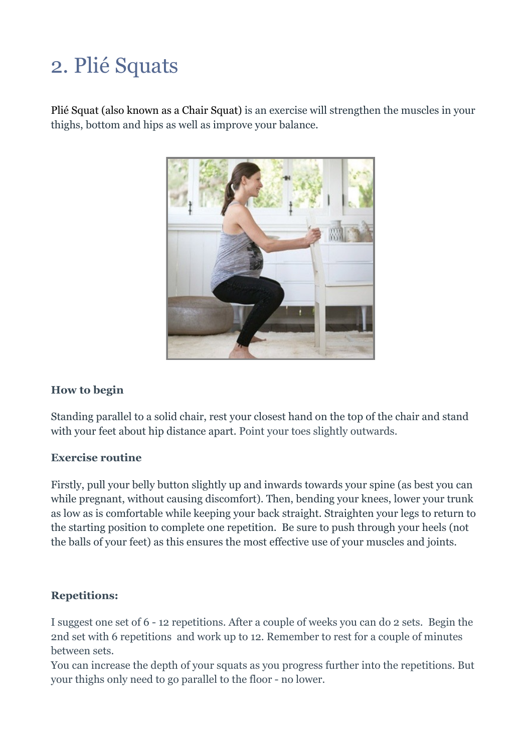# 2. Plié Squats

Plié Squat (also known as a Chair Squat) is an exercise will strengthen the muscles in your thighs, bottom and hips as well as improve your balance.

**How to begin**

Standing parallel to a solid chair, rest your closest hand on the top of the chair and stand with your feet about hip distance apart. Point your toes slightly outwards.

**Exercise routine**

Firstly, pull your belly button slightly up and inwards towards your spine (as best you can while pregnant, without causing discomfort). Then, bending your knees, lower your trunk as low as is comfortable while keeping your back straight. Straighten your legs to return to the starting position to complete one repetition. Be sure to push through your heels (not the balls of your feet) as this ensures the most effective use of your muscles and joints.

**Repetitions:**

I suggest one set of 6 - 12 repetitions. After a couple of weeks you can do 2 sets. Begin the 2nd set with 6 repetitions and work up to 12. Remember to rest for a couple of minutes between sets.
You can increase the depth of your squats as you progress further into the repetitions. But your thighs only need to go parallel to the floor - no lower.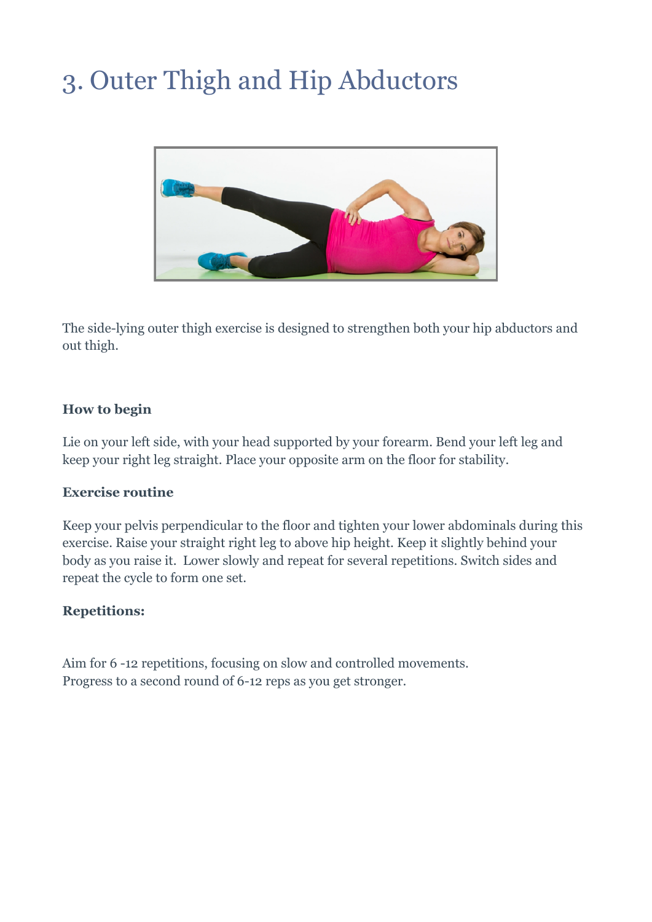# 3. Outer Thigh and Hip Abductors

The side-lying outer thigh exercise is designed to strengthen both your hip abductors and out thigh.

**How to begin**

Lie on your left side, with your head supported by your forearm. Bend your left leg and keep your right leg straight. Place your opposite arm on the floor for stability.

**Exercise routine**

Keep your pelvis perpendicular to the floor and tighten your lower abdominals during this exercise. Raise your straight right leg to above hip height. Keep it slightly behind your body as you raise it. Lower slowly and repeat for several repetitions. Switch sides and repeat the cycle to form one set.

**Repetitions:**

Aim for 6 -12 repetitions, focusing on slow and controlled movements.
Progress to a second round of 6-12 reps as you get stronger.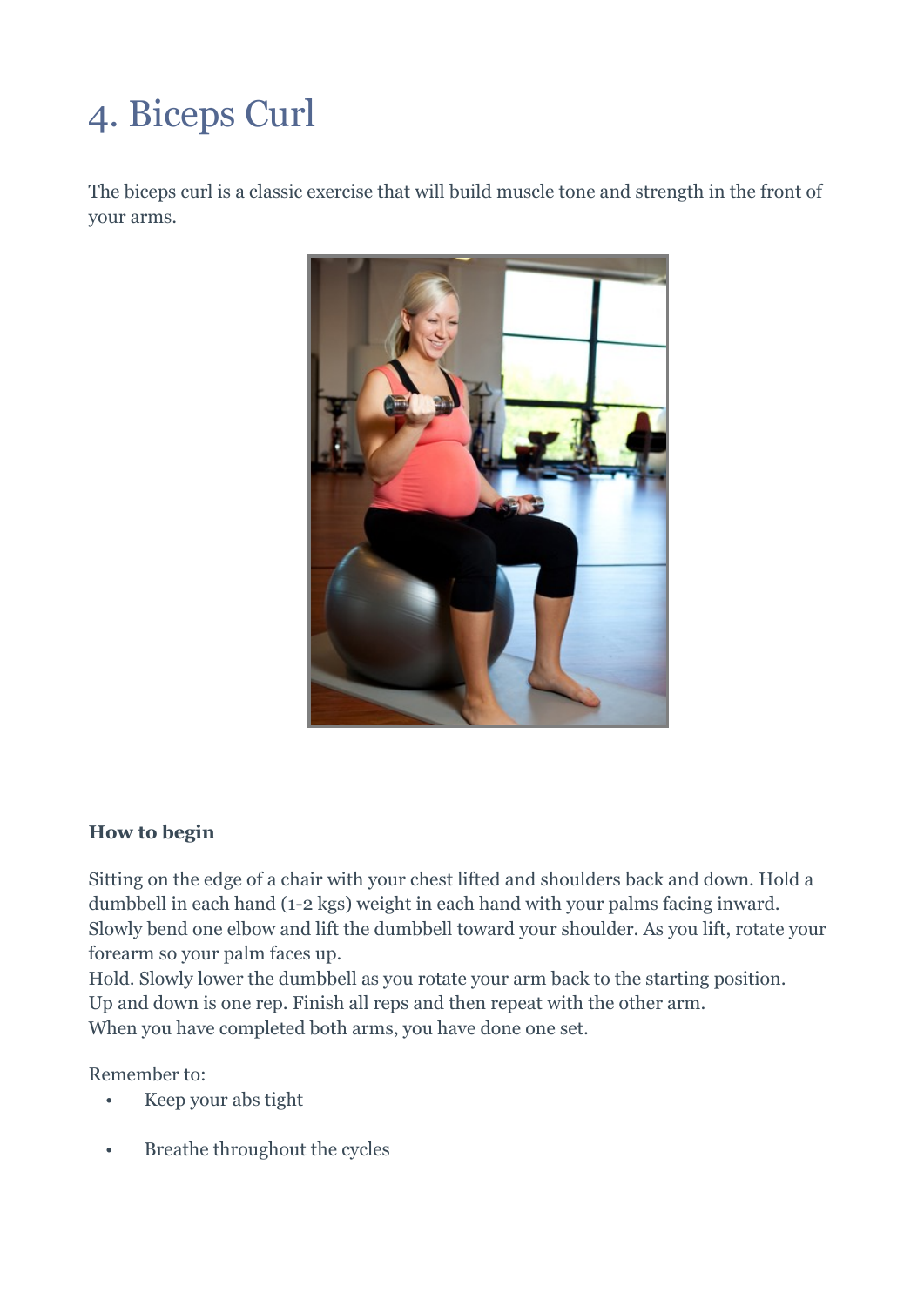# 4. Biceps Curl

The biceps curl is a classic exercise that will build muscle tone and strength in the front of your arms.

**How to begin**

Sitting on the edge of a chair with your chest lifted and shoulders back and down. Hold a dumbbell in each hand (1-2 kgs) weight in each hand with your palms facing inward. Slowly bend one elbow and lift the dumbbell toward your shoulder. As you lift, rotate your forearm so your palm faces up.
Hold. Slowly lower the dumbbell as you rotate your arm back to the starting position.
Up and down is one rep. Finish all reps and then repeat with the other arm.
When you have completed both arms, you have done one set.

Remember to:

- Keep your abs tight
- Breathe throughout the cycles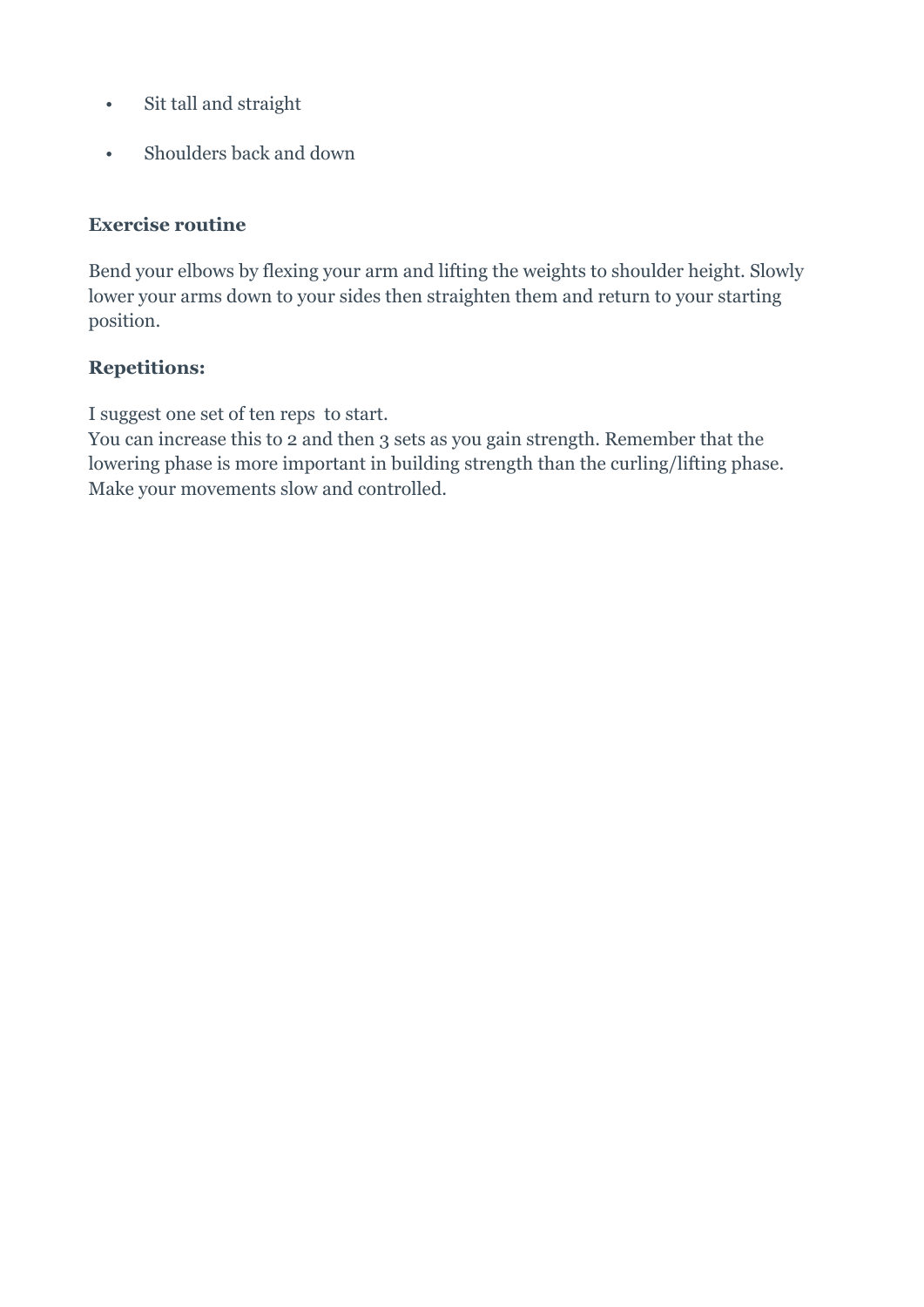- Sit tall and straight
- Shoulders back and down

**Exercise routine**

Bend your elbows by flexing your arm and lifting the weights to shoulder height. Slowly lower your arms down to your sides then straighten them and return to your starting position.

**Repetitions:**

I suggest one set of ten reps to start.
You can increase this to 2 and then 3 sets as you gain strength. Remember that the lowering phase is more important in building strength than the curling/lifting phase. Make your movements slow and controlled.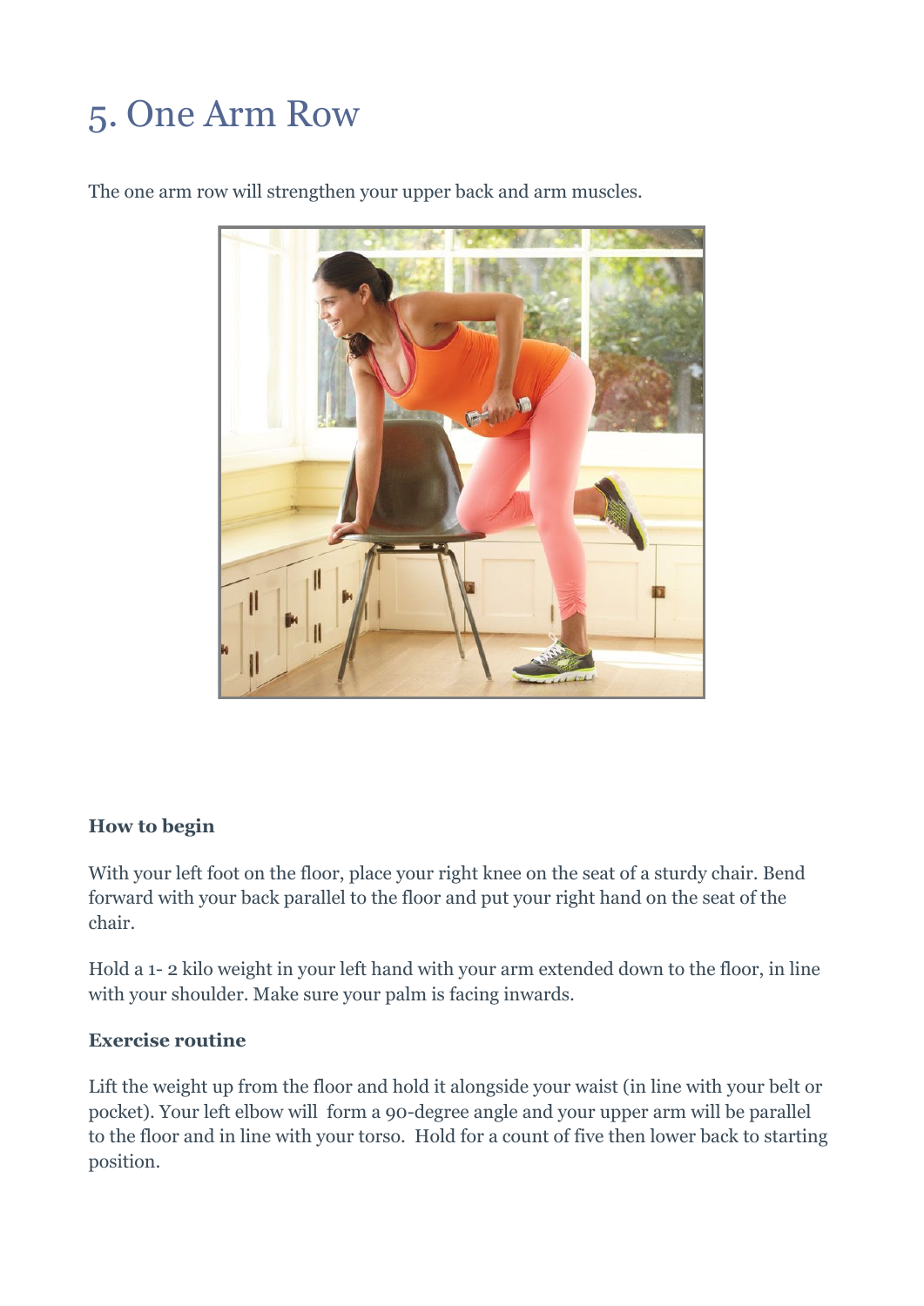# 5. One Arm Row

The one arm row will strengthen your upper back and arm muscles.

**How to begin**

With your left foot on the floor, place your right knee on the seat of a sturdy chair. Bend forward with your back parallel to the floor and put your right hand on the seat of the chair.

Hold a 1- 2 kilo weight in your left hand with your arm extended down to the floor, in line with your shoulder. Make sure your palm is facing inwards.

**Exercise routine**

Lift the weight up from the floor and hold it alongside your waist (in line with your belt or pocket). Your left elbow will form a 90-degree angle and your upper arm will be parallel to the floor and in line with your torso. Hold for a count of five then lower back to starting position.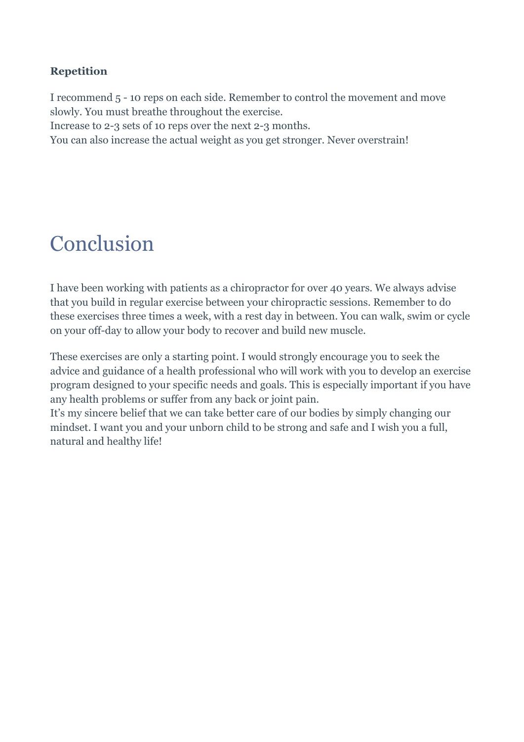**Repetition**

I recommend 5 - 10 reps on each side. Remember to control the movement and move slowly. You must breathe throughout the exercise.
Increase to 2-3 sets of 10 reps over the next 2-3 months.
You can also increase the actual weight as you get stronger. Never overstrain!

# Conclusion

I have been working with patients as a chiropractor for over 40 years. We always advise that you build in regular exercise between your chiropractic sessions. Remember to do these exercises three times a week, with a rest day in between. You can walk, swim or cycle on your off-day to allow your body to recover and build new muscle.

These exercises are only a starting point. I would strongly encourage you to seek the advice and guidance of a health professional who will work with you to develop an exercise program designed to your specific needs and goals. This is especially important if you have any health problems or suffer from any back or joint pain.
It's my sincere belief that we can take better care of our bodies by simply changing our mindset. I want you and your unborn child to be strong and safe and I wish you a full, natural and healthy life!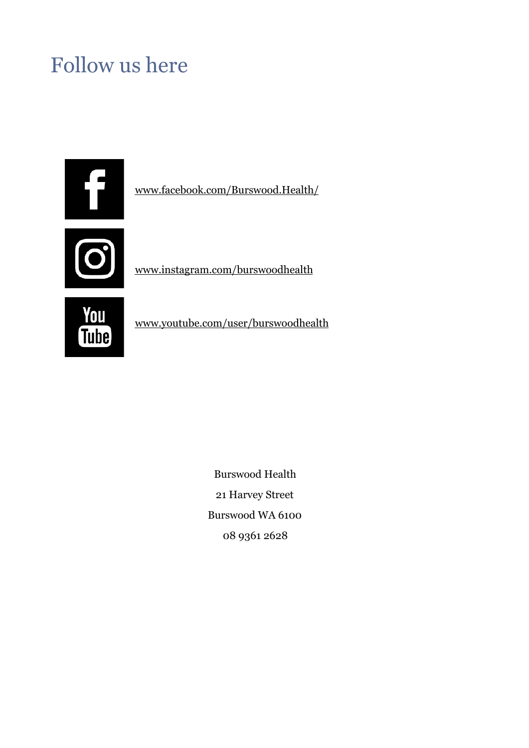# Follow us here

www.facebook.com/Burswood.Health/

www.instagram.com/burswoodhealth

www.youtube.com/user/burswoodhealth

Burswood Health

21 Harvey Street

Burswood WA 6100

08 9361 2628